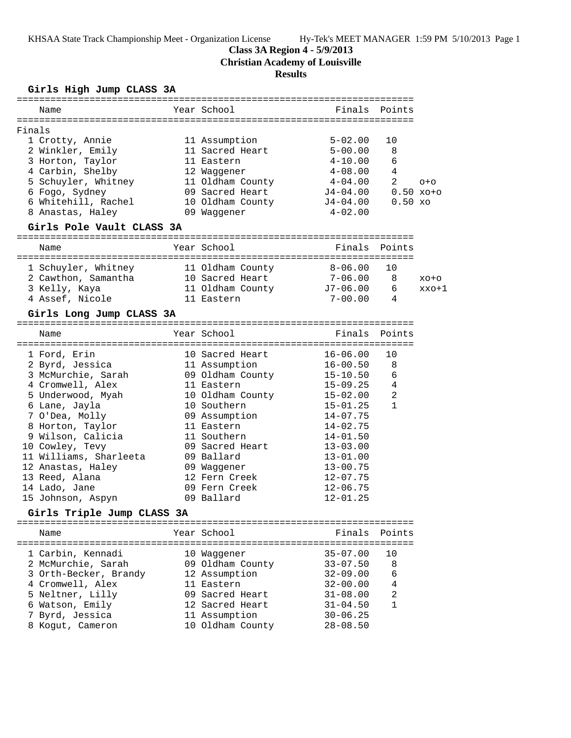Class 3A Region 4 - 5/9/2013

Christian Academy of Louisville

**Results**

### Girls High Jump CLASS 3A

Finals

| Place | Name | Year | School | Finals | Points | |
|---|---|---|---|---|---|---|
| 1 | Crotty, Annie | 11 | Assumption | 5-02.00 | 10 | |
| 2 | Winkler, Emily | 11 | Sacred Heart | 5-00.00 | 8 | |
| 3 | Horton, Taylor | 11 | Eastern | 4-10.00 | 6 | |
| 4 | Carbin, Shelby | 12 | Waggener | 4-08.00 | 4 | |
| 5 | Schuyler, Whitney | 11 | Oldham County | 4-04.00 | 2 | o+o |
| 6 | Fogo, Sydney | 09 | Sacred Heart | J4-04.00 | 0.50 | xo+o |
| 6 | Whitehill, Rachel | 10 | Oldham County | J4-04.00 | 0.50 | xo |
| 8 | Anastas, Haley | 09 | Waggener | 4-02.00 | | |

### Girls Pole Vault CLASS 3A

| Place | Name | Year | School | Finals | Points | |
|---|---|---|---|---|---|---|
| 1 | Schuyler, Whitney | 11 | Oldham County | 8-06.00 | 10 | |
| 2 | Cawthon, Samantha | 10 | Sacred Heart | 7-06.00 | 8 | xo+o |
| 3 | Kelly, Kaya | 11 | Oldham County | J7-06.00 | 6 | xxo+1 |
| 4 | Assef, Nicole | 11 | Eastern | 7-00.00 | 4 | |

### Girls Long Jump CLASS 3A

| Place | Name | Year | School | Finals | Points |
|---|---|---|---|---|---|
| 1 | Ford, Erin | 10 | Sacred Heart | 16-06.00 | 10 |
| 2 | Byrd, Jessica | 11 | Assumption | 16-00.50 | 8 |
| 3 | McMurchie, Sarah | 09 | Oldham County | 15-10.50 | 6 |
| 4 | Cromwell, Alex | 11 | Eastern | 15-09.25 | 4 |
| 5 | Underwood, Myah | 10 | Oldham County | 15-02.00 | 2 |
| 6 | Lane, Jayla | 10 | Southern | 15-01.25 | 1 |
| 7 | O'Dea, Molly | 09 | Assumption | 14-07.75 | |
| 8 | Horton, Taylor | 11 | Eastern | 14-02.75 | |
| 9 | Wilson, Calicia | 11 | Southern | 14-01.50 | |
| 10 | Cowley, Tevy | 09 | Sacred Heart | 13-03.00 | |
| 11 | Williams, Sharleeta | 09 | Ballard | 13-01.00 | |
| 12 | Anastas, Haley | 09 | Waggener | 13-00.75 | |
| 13 | Reed, Alana | 12 | Fern Creek | 12-07.75 | |
| 14 | Lado, Jane | 09 | Fern Creek | 12-06.75 | |
| 15 | Johnson, Aspyn | 09 | Ballard | 12-01.25 | |

### Girls Triple Jump CLASS 3A

| Place | Name | Year | School | Finals | Points |
|---|---|---|---|---|---|
| 1 | Carbin, Kennadi | 10 | Waggener | 35-07.00 | 10 |
| 2 | McMurchie, Sarah | 09 | Oldham County | 33-07.50 | 8 |
| 3 | Orth-Becker, Brandy | 12 | Assumption | 32-09.00 | 6 |
| 4 | Cromwell, Alex | 11 | Eastern | 32-00.00 | 4 |
| 5 | Neltner, Lilly | 09 | Sacred Heart | 31-08.00 | 2 |
| 6 | Watson, Emily | 12 | Sacred Heart | 31-04.50 | 1 |
| 7 | Byrd, Jessica | 11 | Assumption | 30-06.25 | |
| 8 | Kogut, Cameron | 10 | Oldham County | 28-08.50 | |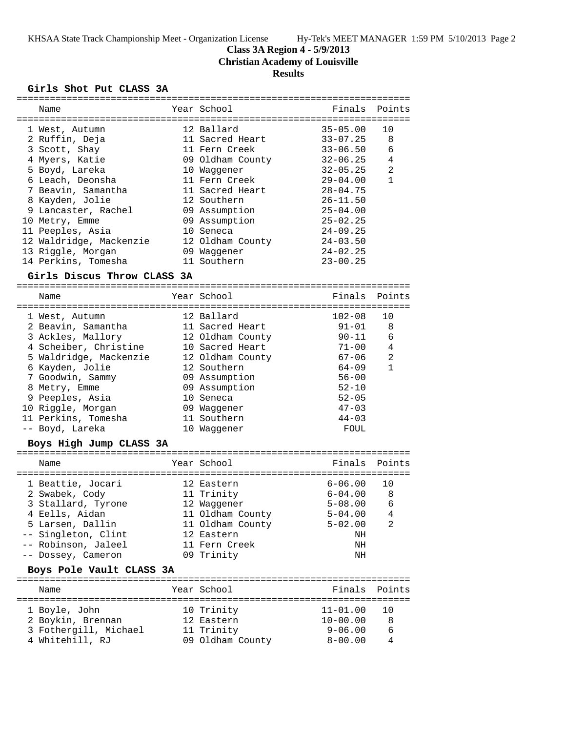**Class 3A Region 4 - 5/9/2013**
**Christian Academy of Louisville**
**Results**

### Girls Shot Put CLASS 3A

| | Name | Year | School | Finals | Points |
|---|---|---|---|---|---|
| 1 | West, Autumn | 12 | Ballard | 35-05.00 | 10 |
| 2 | Ruffin, Deja | 11 | Sacred Heart | 33-07.25 | 8 |
| 3 | Scott, Shay | 11 | Fern Creek | 33-06.50 | 6 |
| 4 | Myers, Katie | 09 | Oldham County | 32-06.25 | 4 |
| 5 | Boyd, Lareka | 10 | Waggener | 32-05.25 | 2 |
| 6 | Leach, Deonsha | 11 | Fern Creek | 29-04.00 | 1 |
| 7 | Beavin, Samantha | 11 | Sacred Heart | 28-04.75 | |
| 8 | Kayden, Jolie | 12 | Southern | 26-11.50 | |
| 9 | Lancaster, Rachel | 09 | Assumption | 25-04.00 | |
| 10 | Metry, Emme | 09 | Assumption | 25-02.25 | |
| 11 | Peeples, Asia | 10 | Seneca | 24-09.25 | |
| 12 | Waldridge, Mackenzie | 12 | Oldham County | 24-03.50 | |
| 13 | Riggle, Morgan | 09 | Waggener | 24-02.25 | |
| 14 | Perkins, Tomesha | 11 | Southern | 23-00.25 | |

### Girls Discus Throw CLASS 3A

| | Name | Year | School | Finals | Points |
|---|---|---|---|---|---|
| 1 | West, Autumn | 12 | Ballard | 102-08 | 10 |
| 2 | Beavin, Samantha | 11 | Sacred Heart | 91-01 | 8 |
| 3 | Ackles, Mallory | 12 | Oldham County | 90-11 | 6 |
| 4 | Scheiber, Christine | 10 | Sacred Heart | 71-00 | 4 |
| 5 | Waldridge, Mackenzie | 12 | Oldham County | 67-06 | 2 |
| 6 | Kayden, Jolie | 12 | Southern | 64-09 | 1 |
| 7 | Goodwin, Sammy | 09 | Assumption | 56-00 | |
| 8 | Metry, Emme | 09 | Assumption | 52-10 | |
| 9 | Peeples, Asia | 10 | Seneca | 52-05 | |
| 10 | Riggle, Morgan | 09 | Waggener | 47-03 | |
| 11 | Perkins, Tomesha | 11 | Southern | 44-03 | |
| -- | Boyd, Lareka | 10 | Waggener | FOUL | |

### Boys High Jump CLASS 3A

| | Name | Year | School | Finals | Points |
|---|---|---|---|---|---|
| 1 | Beattie, Jocari | 12 | Eastern | 6-06.00 | 10 |
| 2 | Swabek, Cody | 11 | Trinity | 6-04.00 | 8 |
| 3 | Stallard, Tyrone | 12 | Waggener | 5-08.00 | 6 |
| 4 | Eells, Aidan | 11 | Oldham County | 5-04.00 | 4 |
| 5 | Larsen, Dallin | 11 | Oldham County | 5-02.00 | 2 |
| -- | Singleton, Clint | 12 | Eastern | NH | |
| -- | Robinson, Jaleel | 11 | Fern Creek | NH | |
| -- | Dossey, Cameron | 09 | Trinity | NH | |

### Boys Pole Vault CLASS 3A

| | Name | Year | School | Finals | Points |
|---|---|---|---|---|---|
| 1 | Boyle, John | 10 | Trinity | 11-01.00 | 10 |
| 2 | Boykin, Brennan | 12 | Eastern | 10-00.00 | 8 |
| 3 | Fothergill, Michael | 11 | Trinity | 9-06.00 | 6 |
| 4 | Whitehill, RJ | 09 | Oldham County | 8-00.00 | 4 |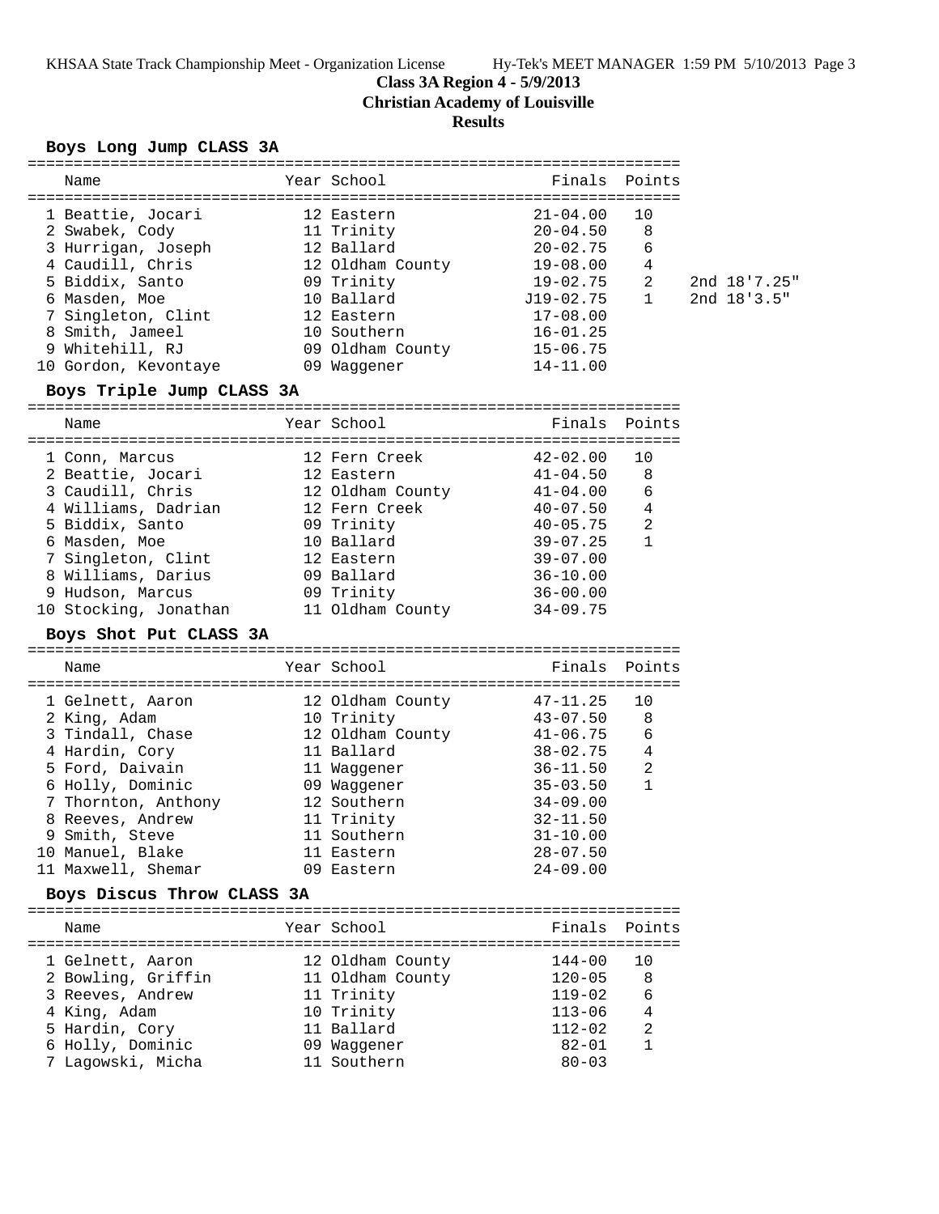**Class 3A Region 4 - 5/9/2013**

**Christian Academy of Louisville**

**Results**

### Boys Long Jump CLASS 3A

| Name | Year | School | Finals | Points | |
|---|---|---|---|---|---|
| 1 Beattie, Jocari | 12 | Eastern | 21-04.00 | 10 | |
| 2 Swabek, Cody | 11 | Trinity | 20-04.50 | 8 | |
| 3 Hurrigan, Joseph | 12 | Ballard | 20-02.75 | 6 | |
| 4 Caudill, Chris | 12 | Oldham County | 19-08.00 | 4 | |
| 5 Biddix, Santo | 09 | Trinity | 19-02.75 | 2 | 2nd 18'7.25" |
| 6 Masden, Moe | 10 | Ballard | J19-02.75 | 1 | 2nd 18'3.5" |
| 7 Singleton, Clint | 12 | Eastern | 17-08.00 | | |
| 8 Smith, Jameel | 10 | Southern | 16-01.25 | | |
| 9 Whitehill, RJ | 09 | Oldham County | 15-06.75 | | |
| 10 Gordon, Kevontaye | 09 | Waggener | 14-11.00 | | |

### Boys Triple Jump CLASS 3A

| Name | Year | School | Finals | Points |
|---|---|---|---|---|
| 1 Conn, Marcus | 12 | Fern Creek | 42-02.00 | 10 |
| 2 Beattie, Jocari | 12 | Eastern | 41-04.50 | 8 |
| 3 Caudill, Chris | 12 | Oldham County | 41-04.00 | 6 |
| 4 Williams, Dadrian | 12 | Fern Creek | 40-07.50 | 4 |
| 5 Biddix, Santo | 09 | Trinity | 40-05.75 | 2 |
| 6 Masden, Moe | 10 | Ballard | 39-07.25 | 1 |
| 7 Singleton, Clint | 12 | Eastern | 39-07.00 | |
| 8 Williams, Darius | 09 | Ballard | 36-10.00 | |
| 9 Hudson, Marcus | 09 | Trinity | 36-00.00 | |
| 10 Stocking, Jonathan | 11 | Oldham County | 34-09.75 | |

### Boys Shot Put CLASS 3A

| Name | Year | School | Finals | Points |
|---|---|---|---|---|
| 1 Gelnett, Aaron | 12 | Oldham County | 47-11.25 | 10 |
| 2 King, Adam | 10 | Trinity | 43-07.50 | 8 |
| 3 Tindall, Chase | 12 | Oldham County | 41-06.75 | 6 |
| 4 Hardin, Cory | 11 | Ballard | 38-02.75 | 4 |
| 5 Ford, Daivain | 11 | Waggener | 36-11.50 | 2 |
| 6 Holly, Dominic | 09 | Waggener | 35-03.50 | 1 |
| 7 Thornton, Anthony | 12 | Southern | 34-09.00 | |
| 8 Reeves, Andrew | 11 | Trinity | 32-11.50 | |
| 9 Smith, Steve | 11 | Southern | 31-10.00 | |
| 10 Manuel, Blake | 11 | Eastern | 28-07.50 | |
| 11 Maxwell, Shemar | 09 | Eastern | 24-09.00 | |

### Boys Discus Throw CLASS 3A

| Name | Year | School | Finals | Points |
|---|---|---|---|---|
| 1 Gelnett, Aaron | 12 | Oldham County | 144-00 | 10 |
| 2 Bowling, Griffin | 11 | Oldham County | 120-05 | 8 |
| 3 Reeves, Andrew | 11 | Trinity | 119-02 | 6 |
| 4 King, Adam | 10 | Trinity | 113-06 | 4 |
| 5 Hardin, Cory | 11 | Ballard | 112-02 | 2 |
| 6 Holly, Dominic | 09 | Waggener | 82-01 | 1 |
| 7 Lagowski, Micha | 11 | Southern | 80-03 | |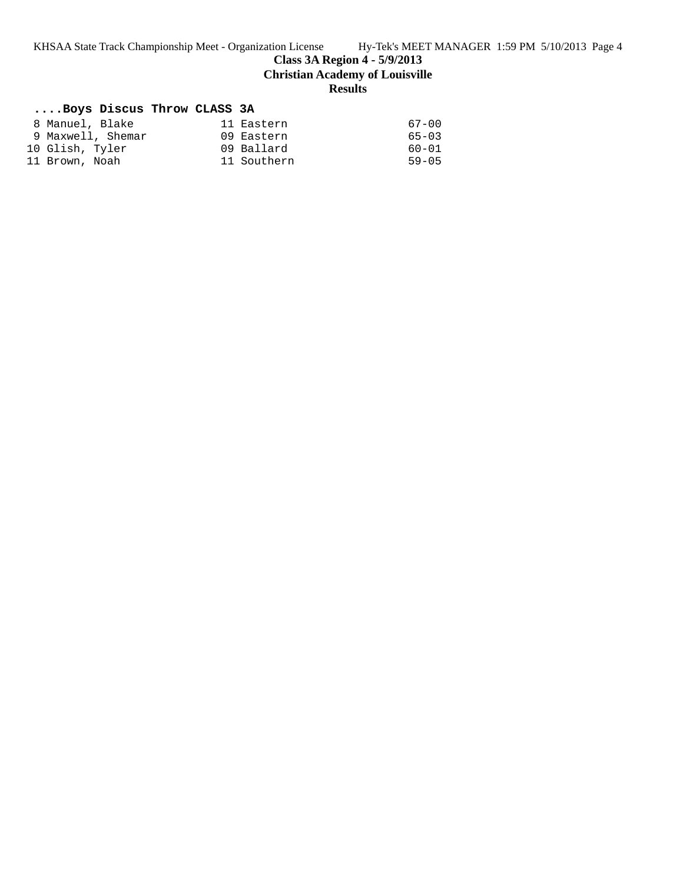**Class 3A Region 4 - 5/9/2013**
**Christian Academy of Louisville**
**Results**

### ....Boys Discus Throw CLASS 3A

| | | | | |
|---|---|---|---|---|
| 8 | Manuel, Blake | 11 | Eastern | 67-00 |
| 9 | Maxwell, Shemar | 09 | Eastern | 65-03 |
| 10 | Glish, Tyler | 09 | Ballard | 60-01 |
| 11 | Brown, Noah | 11 | Southern | 59-05 |